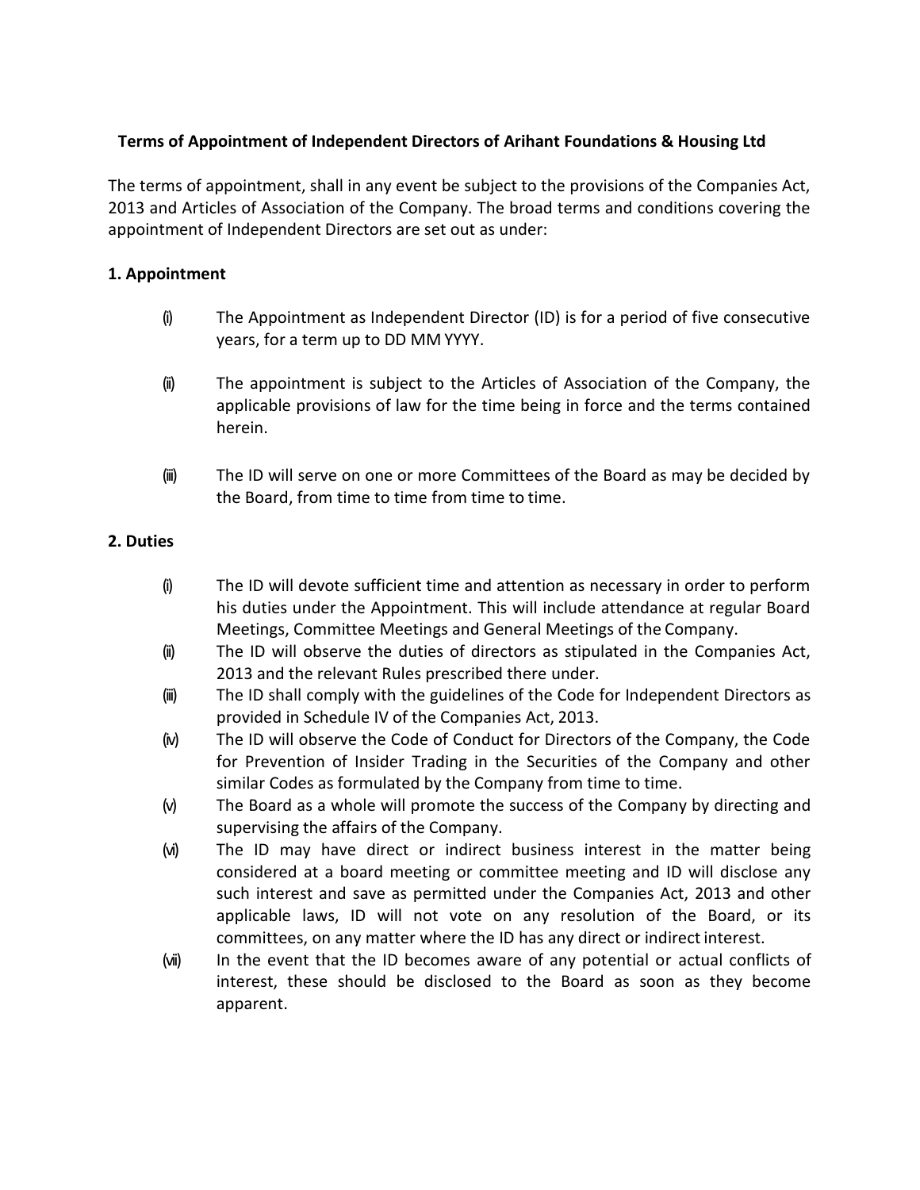**Terms of Appointment of Independent Directors of Arihant Foundations & Housing Ltd**

The terms of appointment, shall in any event be subject to the provisions of the Companies Act, 2013 and Articles of Association of the Company. The broad terms and conditions covering the appointment of Independent Directors are set out as under:

## 1. Appointment

(i) The Appointment as Independent Director (ID) is for a period of five consecutive years, for a term up to DD MM YYYY.

(ii) The appointment is subject to the Articles of Association of the Company, the applicable provisions of law for the time being in force and the terms contained herein.

(iii) The ID will serve on one or more Committees of the Board as may be decided by the Board, from time to time from time to time.

## 2. Duties

(i) The ID will devote sufficient time and attention as necessary in order to perform his duties under the Appointment. This will include attendance at regular Board Meetings, Committee Meetings and General Meetings of the Company.

(ii) The ID will observe the duties of directors as stipulated in the Companies Act, 2013 and the relevant Rules prescribed there under.

(iii) The ID shall comply with the guidelines of the Code for Independent Directors as provided in Schedule IV of the Companies Act, 2013.

(iv) The ID will observe the Code of Conduct for Directors of the Company, the Code for Prevention of Insider Trading in the Securities of the Company and other similar Codes as formulated by the Company from time to time.

(v) The Board as a whole will promote the success of the Company by directing and supervising the affairs of the Company.

(vi) The ID may have direct or indirect business interest in the matter being considered at a board meeting or committee meeting and ID will disclose any such interest and save as permitted under the Companies Act, 2013 and other applicable laws, ID will not vote on any resolution of the Board, or its committees, on any matter where the ID has any direct or indirect interest.

(vii) In the event that the ID becomes aware of any potential or actual conflicts of interest, these should be disclosed to the Board as soon as they become apparent.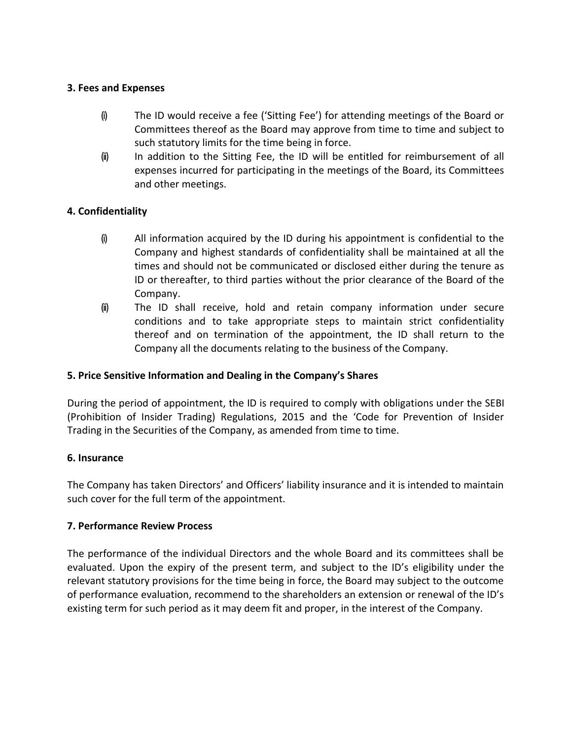### 3. Fees and Expenses

(i) The ID would receive a fee ('Sitting Fee') for attending meetings of the Board or Committees thereof as the Board may approve from time to time and subject to such statutory limits for the time being in force.

(ii) In addition to the Sitting Fee, the ID will be entitled for reimbursement of all expenses incurred for participating in the meetings of the Board, its Committees and other meetings.

### 4. Confidentiality

(i) All information acquired by the ID during his appointment is confidential to the Company and highest standards of confidentiality shall be maintained at all the times and should not be communicated or disclosed either during the tenure as ID or thereafter, to third parties without the prior clearance of the Board of the Company.

(ii) The ID shall receive, hold and retain company information under secure conditions and to take appropriate steps to maintain strict confidentiality thereof and on termination of the appointment, the ID shall return to the Company all the documents relating to the business of the Company.

### 5. Price Sensitive Information and Dealing in the Company's Shares

During the period of appointment, the ID is required to comply with obligations under the SEBI (Prohibition of Insider Trading) Regulations, 2015 and the 'Code for Prevention of Insider Trading in the Securities of the Company, as amended from time to time.

### 6. Insurance

The Company has taken Directors' and Officers' liability insurance and it is intended to maintain such cover for the full term of the appointment.

### 7. Performance Review Process

The performance of the individual Directors and the whole Board and its committees shall be evaluated. Upon the expiry of the present term, and subject to the ID's eligibility under the relevant statutory provisions for the time being in force, the Board may subject to the outcome of performance evaluation, recommend to the shareholders an extension or renewal of the ID's existing term for such period as it may deem fit and proper, in the interest of the Company.